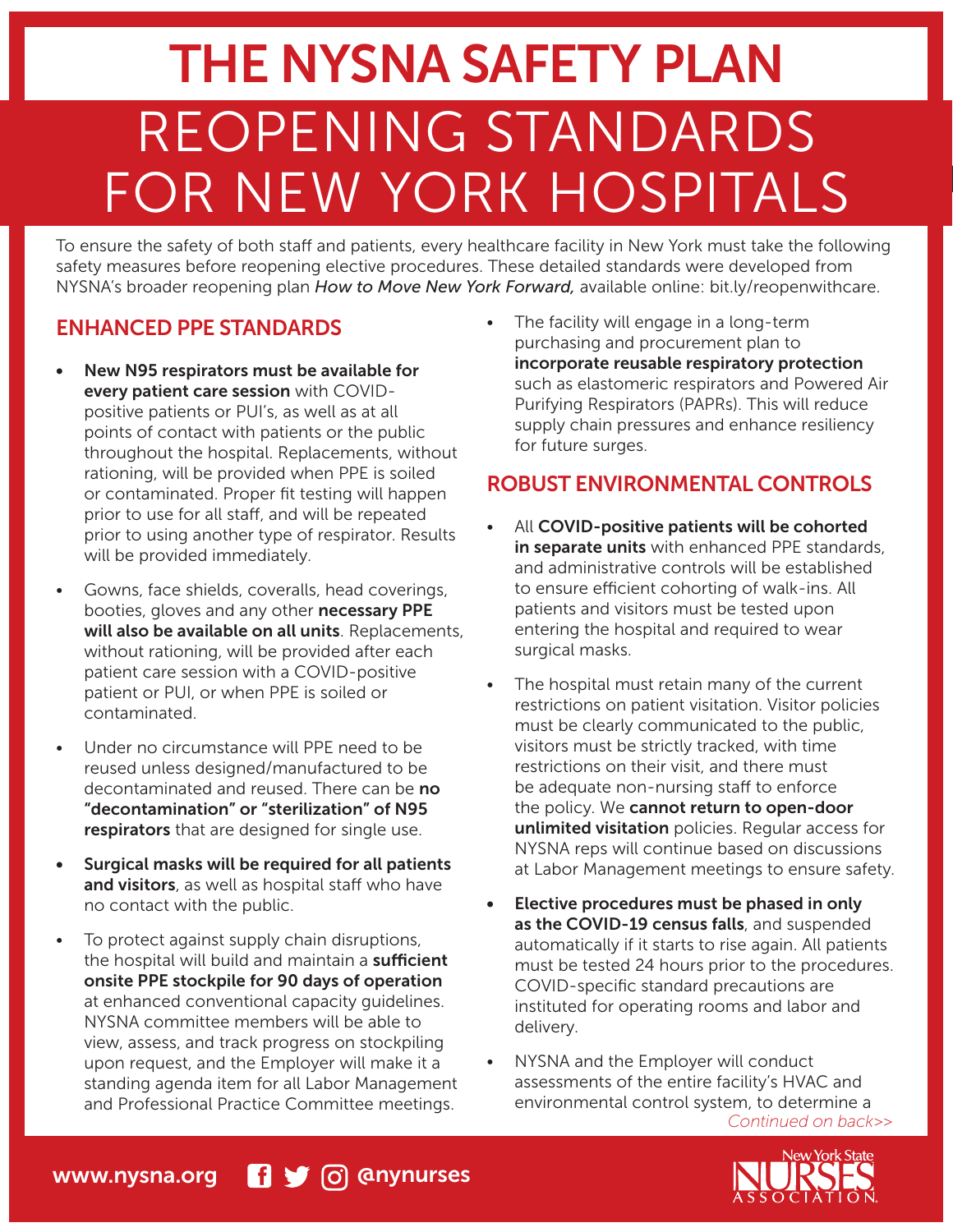# THE NYSNA SAFETY PLAN

# REOPENING STANDARDS FOR NEW YORK HOSPITALS

To ensure the safety of both staff and patients, every healthcare facility in New York must take the following safety measures before reopening elective procedures. These detailed standards were developed from NYSNA's broader reopening plan *How to Move New York Forward,* available online: bit.ly/reopenwithcare.

## ENHANCED PPE STANDARDS

- **New N95 respirators must be available for every patient care session** with COVID-positive patients or PUI's, as well as at all points of contact with patients or the public throughout the hospital. Replacements, without rationing, will be provided when PPE is soiled or contaminated. Proper fit testing will happen prior to use for all staff, and will be repeated prior to using another type of respirator. Results will be provided immediately.
- Gowns, face shields, coveralls, head coverings, booties, gloves and any other **necessary PPE will also be available on all units**. Replacements, without rationing, will be provided after each patient care session with a COVID-positive patient or PUI, or when PPE is soiled or contaminated.
- Under no circumstance will PPE need to be reused unless designed/manufactured to be decontaminated and reused. There can be **no "decontamination" or "sterilization" of N95 respirators** that are designed for single use.
- **Surgical masks will be required for all patients and visitors**, as well as hospital staff who have no contact with the public.
- To protect against supply chain disruptions, the hospital will build and maintain a **sufficient onsite PPE stockpile for 90 days of operation** at enhanced conventional capacity guidelines. NYSNA committee members will be able to view, assess, and track progress on stockpiling upon request, and the Employer will make it a standing agenda item for all Labor Management and Professional Practice Committee meetings.
- The facility will engage in a long-term purchasing and procurement plan to **incorporate reusable respiratory protection** such as elastomeric respirators and Powered Air Purifying Respirators (PAPRs). This will reduce supply chain pressures and enhance resiliency for future surges.

## ROBUST ENVIRONMENTAL CONTROLS

- All **COVID-positive patients will be cohorted in separate units** with enhanced PPE standards, and administrative controls will be established to ensure efficient cohorting of walk-ins. All patients and visitors must be tested upon entering the hospital and required to wear surgical masks.
- The hospital must retain many of the current restrictions on patient visitation. Visitor policies must be clearly communicated to the public, visitors must be strictly tracked, with time restrictions on their visit, and there must be adequate non-nursing staff to enforce the policy. We **cannot return to open-door unlimited visitation** policies. Regular access for NYSNA reps will continue based on discussions at Labor Management meetings to ensure safety.
- **Elective procedures must be phased in only as the COVID-19 census falls**, and suspended automatically if it starts to rise again. All patients must be tested 24 hours prior to the procedures. COVID-specific standard precautions are instituted for operating rooms and labor and delivery.
- NYSNA and the Employer will conduct assessments of the entire facility's HVAC and environmental control system, to determine a

*Continued on back>>*

www.nysna.org @nynurses

New York State Nurses Association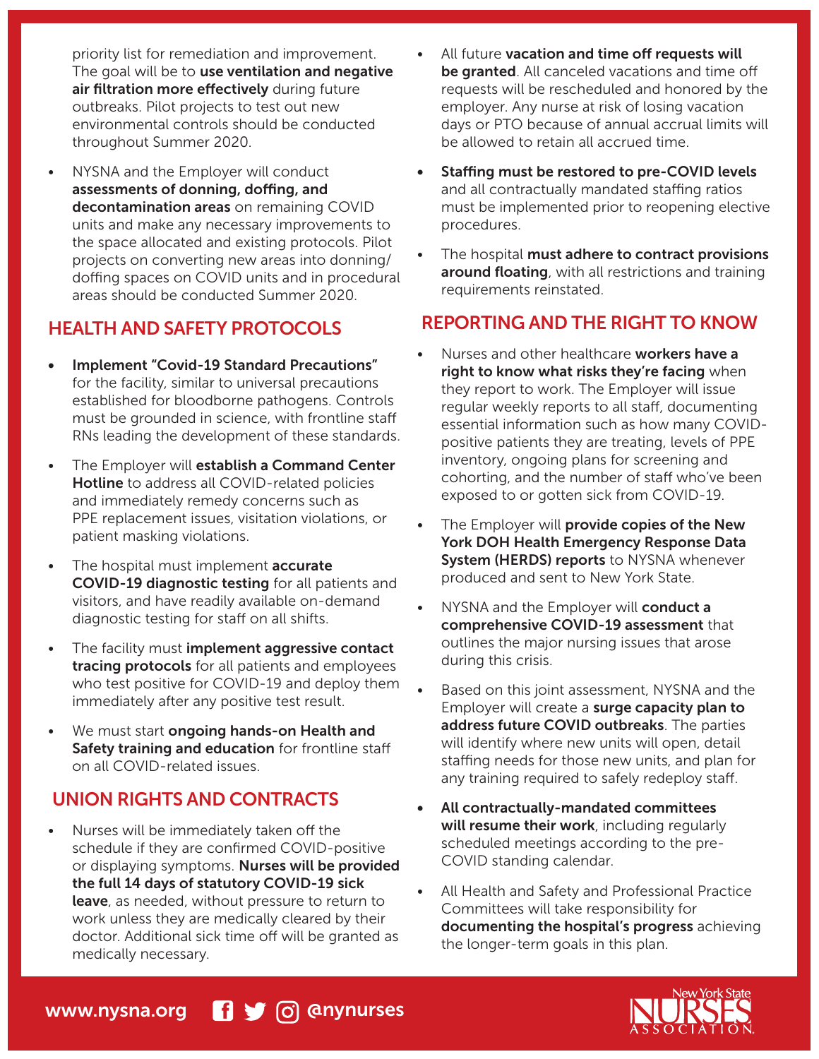priority list for remediation and improvement. The goal will be to **use ventilation and negative air filtration more effectively** during future outbreaks. Pilot projects to test out new environmental controls should be conducted throughout Summer 2020.

- NYSNA and the Employer will conduct **assessments of donning, doffing, and decontamination areas** on remaining COVID units and make any necessary improvements to the space allocated and existing protocols. Pilot projects on converting new areas into donning/doffing spaces on COVID units and in procedural areas should be conducted Summer 2020.

## HEALTH AND SAFETY PROTOCOLS

- **Implement "Covid-19 Standard Precautions"** for the facility, similar to universal precautions established for bloodborne pathogens. Controls must be grounded in science, with frontline staff RNs leading the development of these standards.
- The Employer will **establish a Command Center Hotline** to address all COVID-related policies and immediately remedy concerns such as PPE replacement issues, visitation violations, or patient masking violations.
- The hospital must implement **accurate COVID-19 diagnostic testing** for all patients and visitors, and have readily available on-demand diagnostic testing for staff on all shifts.
- The facility must **implement aggressive contact tracing protocols** for all patients and employees who test positive for COVID-19 and deploy them immediately after any positive test result.
- We must start **ongoing hands-on Health and Safety training and education** for frontline staff on all COVID-related issues.

## UNION RIGHTS AND CONTRACTS

- Nurses will be immediately taken off the schedule if they are confirmed COVID-positive or displaying symptoms. **Nurses will be provided the full 14 days of statutory COVID-19 sick leave**, as needed, without pressure to return to work unless they are medically cleared by their doctor. Additional sick time off will be granted as medically necessary.
- All future **vacation and time off requests will be granted**. All canceled vacations and time off requests will be rescheduled and honored by the employer. Any nurse at risk of losing vacation days or PTO because of annual accrual limits will be allowed to retain all accrued time.
- **Staffing must be restored to pre-COVID levels** and all contractually mandated staffing ratios must be implemented prior to reopening elective procedures.
- The hospital **must adhere to contract provisions around floating**, with all restrictions and training requirements reinstated.

## REPORTING AND THE RIGHT TO KNOW

- Nurses and other healthcare **workers have a right to know what risks they're facing** when they report to work. The Employer will issue regular weekly reports to all staff, documenting essential information such as how many COVID-positive patients they are treating, levels of PPE inventory, ongoing plans for screening and cohorting, and the number of staff who've been exposed to or gotten sick from COVID-19.
- The Employer will **provide copies of the New York DOH Health Emergency Response Data System (HERDS) reports** to NYSNA whenever produced and sent to New York State.
- NYSNA and the Employer will **conduct a comprehensive COVID-19 assessment** that outlines the major nursing issues that arose during this crisis.
- Based on this joint assessment, NYSNA and the Employer will create a **surge capacity plan to address future COVID outbreaks**. The parties will identify where new units will open, detail staffing needs for those new units, and plan for any training required to safely redeploy staff.
- **All contractually-mandated committees will resume their work**, including regularly scheduled meetings according to the pre-COVID standing calendar.
- All Health and Safety and Professional Practice Committees will take responsibility for **documenting the hospital's progress** achieving the longer-term goals in this plan.

www.nysna.org @nynurses

New York State NURSES ASSOCIATION